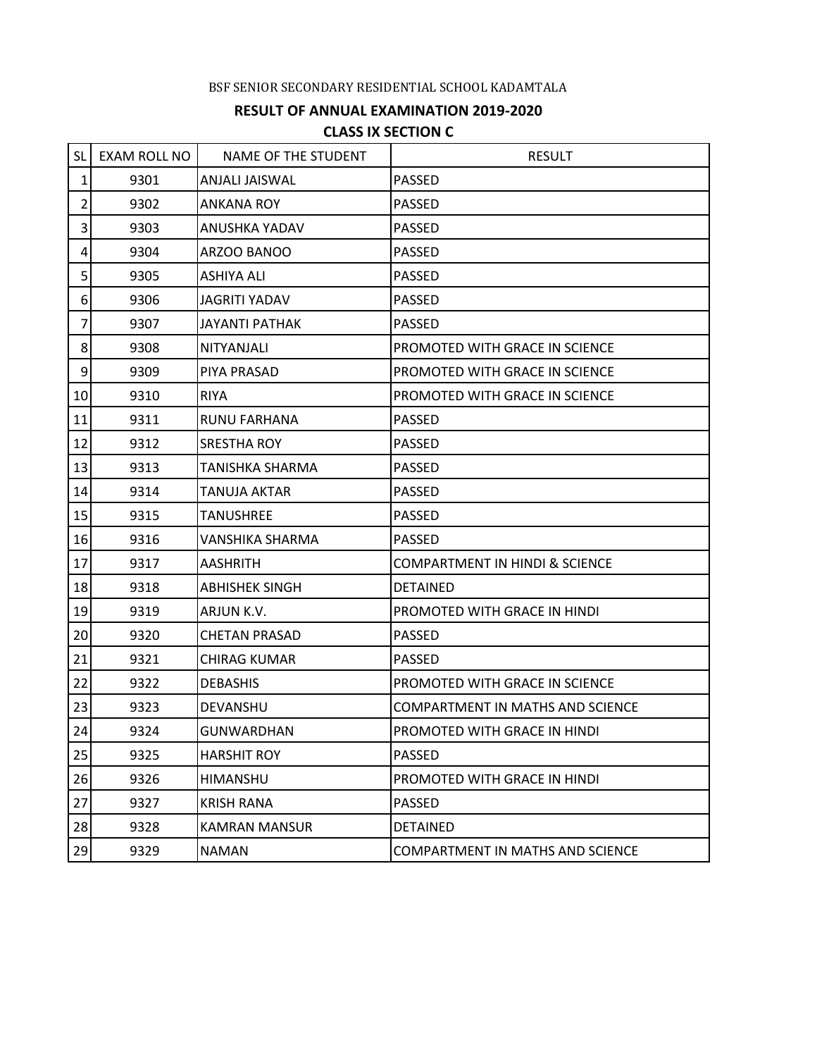BSF SENIOR SECONDARY RESIDENTIAL SCHOOL KADAMTALA

## RESULT OF ANNUAL EXAMINATION 2019-2020

### CLASS IX SECTION C

| SL | EXAM ROLL NO | NAME OF THE STUDENT | RESULT |
|---|---|---|---|
| 1 | 9301 | ANJALI JAISWAL | PASSED |
| 2 | 9302 | ANKANA ROY | PASSED |
| 3 | 9303 | ANUSHKA YADAV | PASSED |
| 4 | 9304 | ARZOO BANOO | PASSED |
| 5 | 9305 | ASHIYA ALI | PASSED |
| 6 | 9306 | JAGRITI YADAV | PASSED |
| 7 | 9307 | JAYANTI PATHAK | PASSED |
| 8 | 9308 | NITYANJALI | PROMOTED WITH GRACE IN SCIENCE |
| 9 | 9309 | PIYA PRASAD | PROMOTED WITH GRACE IN SCIENCE |
| 10 | 9310 | RIYA | PROMOTED WITH GRACE IN SCIENCE |
| 11 | 9311 | RUNU FARHANA | PASSED |
| 12 | 9312 | SRESTHA ROY | PASSED |
| 13 | 9313 | TANISHKA SHARMA | PASSED |
| 14 | 9314 | TANUJA AKTAR | PASSED |
| 15 | 9315 | TANUSHREE | PASSED |
| 16 | 9316 | VANSHIKA SHARMA | PASSED |
| 17 | 9317 | AASHRITH | COMPARTMENT IN HINDI & SCIENCE |
| 18 | 9318 | ABHISHEK SINGH | DETAINED |
| 19 | 9319 | ARJUN K.V. | PROMOTED WITH GRACE IN HINDI |
| 20 | 9320 | CHETAN PRASAD | PASSED |
| 21 | 9321 | CHIRAG KUMAR | PASSED |
| 22 | 9322 | DEBASHIS | PROMOTED WITH GRACE IN SCIENCE |
| 23 | 9323 | DEVANSHU | COMPARTMENT IN MATHS AND SCIENCE |
| 24 | 9324 | GUNWARDHAN | PROMOTED WITH GRACE IN HINDI |
| 25 | 9325 | HARSHIT ROY | PASSED |
| 26 | 9326 | HIMANSHU | PROMOTED WITH GRACE IN HINDI |
| 27 | 9327 | KRISH RANA | PASSED |
| 28 | 9328 | KAMRAN MANSUR | DETAINED |
| 29 | 9329 | NAMAN | COMPARTMENT IN MATHS AND SCIENCE |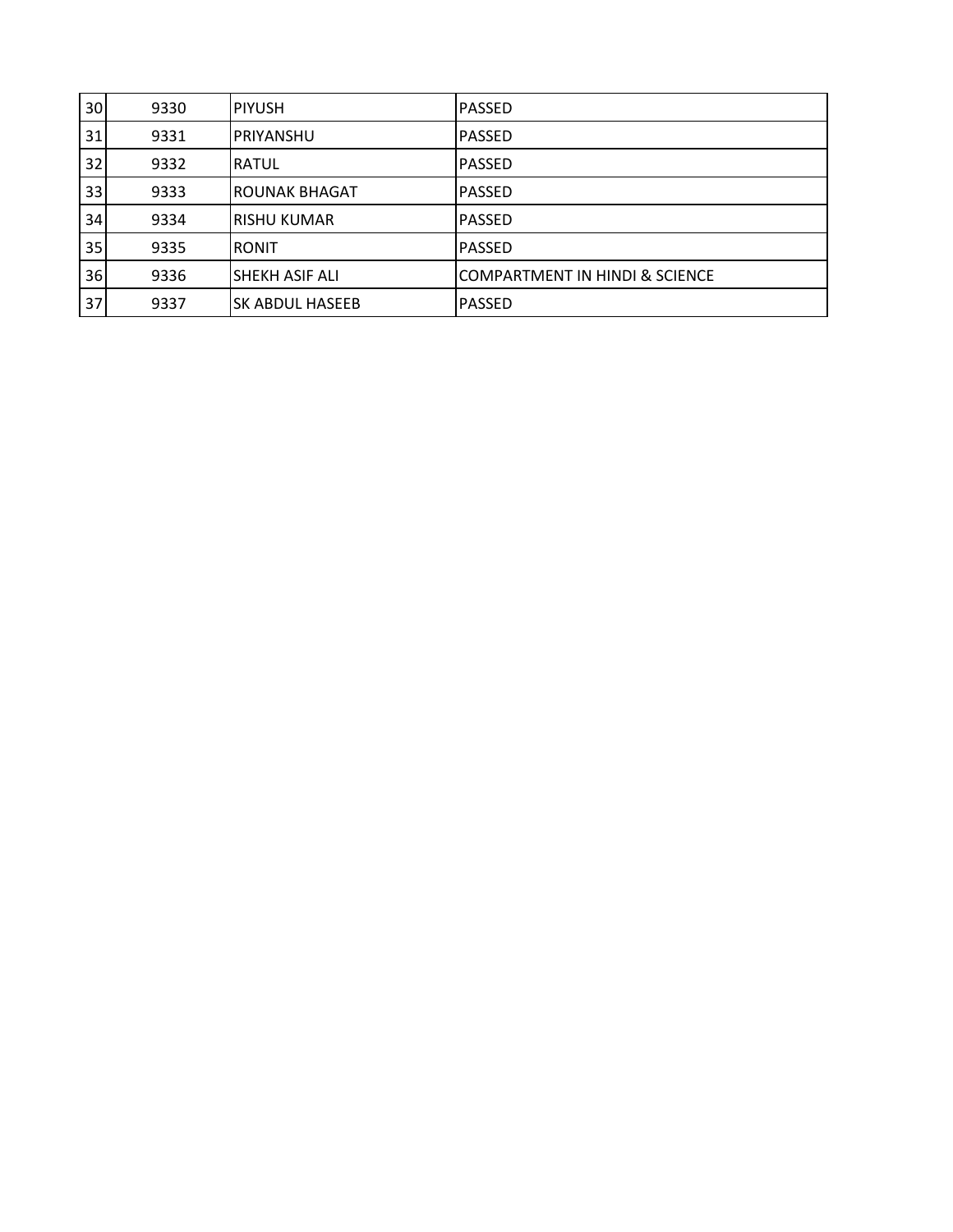| | | | |
|---|---|---|---|
| 30 | 9330 | PIYUSH | PASSED |
| 31 | 9331 | PRIYANSHU | PASSED |
| 32 | 9332 | RATUL | PASSED |
| 33 | 9333 | ROUNAK BHAGAT | PASSED |
| 34 | 9334 | RISHU KUMAR | PASSED |
| 35 | 9335 | RONIT | PASSED |
| 36 | 9336 | SHEKH ASIF ALI | COMPARTMENT IN HINDI & SCIENCE |
| 37 | 9337 | SK ABDUL HASEEB | PASSED |